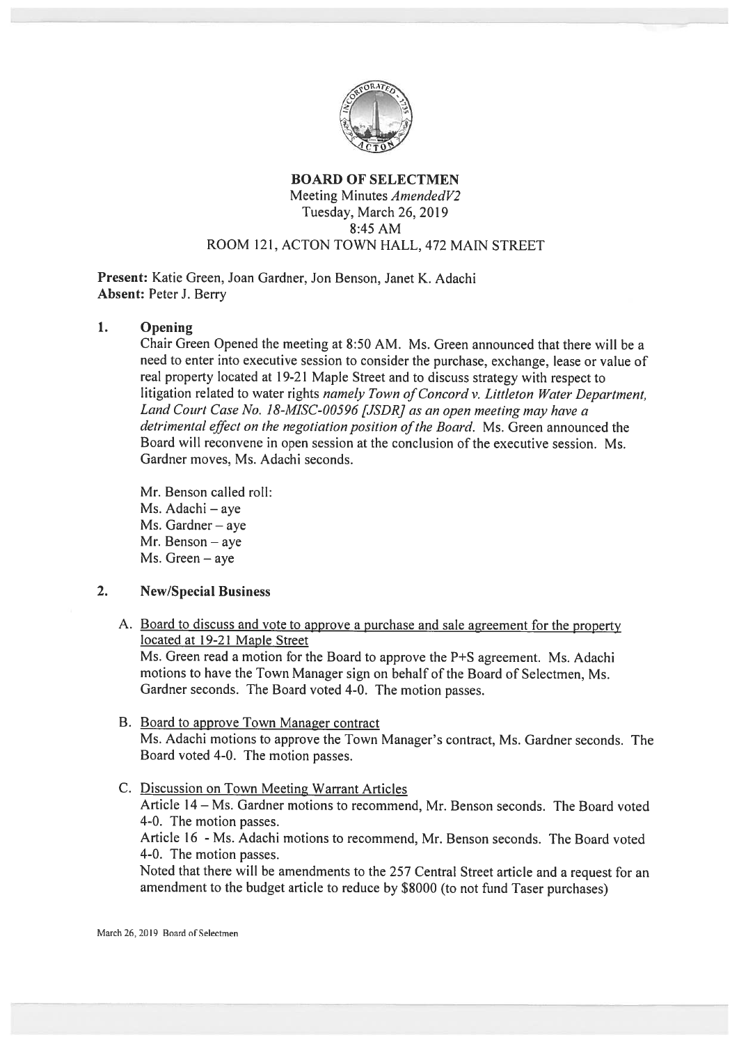# BOARD OF SELECTMEN

Meeting Minutes *AmendedV2*
Tuesday, March 26, 2019
8:45 AM
ROOM 121, ACTON TOWN HALL, 472 MAIN STREET

**Present:** Katie Green, Joan Gardner, Jon Benson, Janet K. Adachi
**Absent:** Peter J. Berry

## 1. Opening

Chair Green Opened the meeting at 8:50 AM. Ms. Green announced that there will be a need to enter into executive session to consider the purchase, exchange, lease or value of real property located at 19-21 Maple Street and to discuss strategy with respect to litigation related to water rights *namely Town of Concord v. Littleton Water Department, Land Court Case No. 18-MISC-00596 [JSDR] as an open meeting may have a detrimental effect on the negotiation position of the Board.* Ms. Green announced the Board will reconvene in open session at the conclusion of the executive session. Ms. Gardner moves, Ms. Adachi seconds.

Mr. Benson called roll:
Ms. Adachi – aye
Ms. Gardner – aye
Mr. Benson – aye
Ms. Green – aye

## 2. New/Special Business

A. Board to discuss and vote to approve a purchase and sale agreement for the property located at 19-21 Maple Street
Ms. Green read a motion for the Board to approve the P+S agreement. Ms. Adachi motions to have the Town Manager sign on behalf of the Board of Selectmen, Ms. Gardner seconds. The Board voted 4-0. The motion passes.

B. Board to approve Town Manager contract
Ms. Adachi motions to approve the Town Manager's contract, Ms. Gardner seconds. The Board voted 4-0. The motion passes.

C. Discussion on Town Meeting Warrant Articles
Article 14 – Ms. Gardner motions to recommend, Mr. Benson seconds. The Board voted 4-0. The motion passes.
Article 16 - Ms. Adachi motions to recommend, Mr. Benson seconds. The Board voted 4-0. The motion passes.
Noted that there will be amendments to the 257 Central Street article and a request for an amendment to the budget article to reduce by $8000 (to not fund Taser purchases)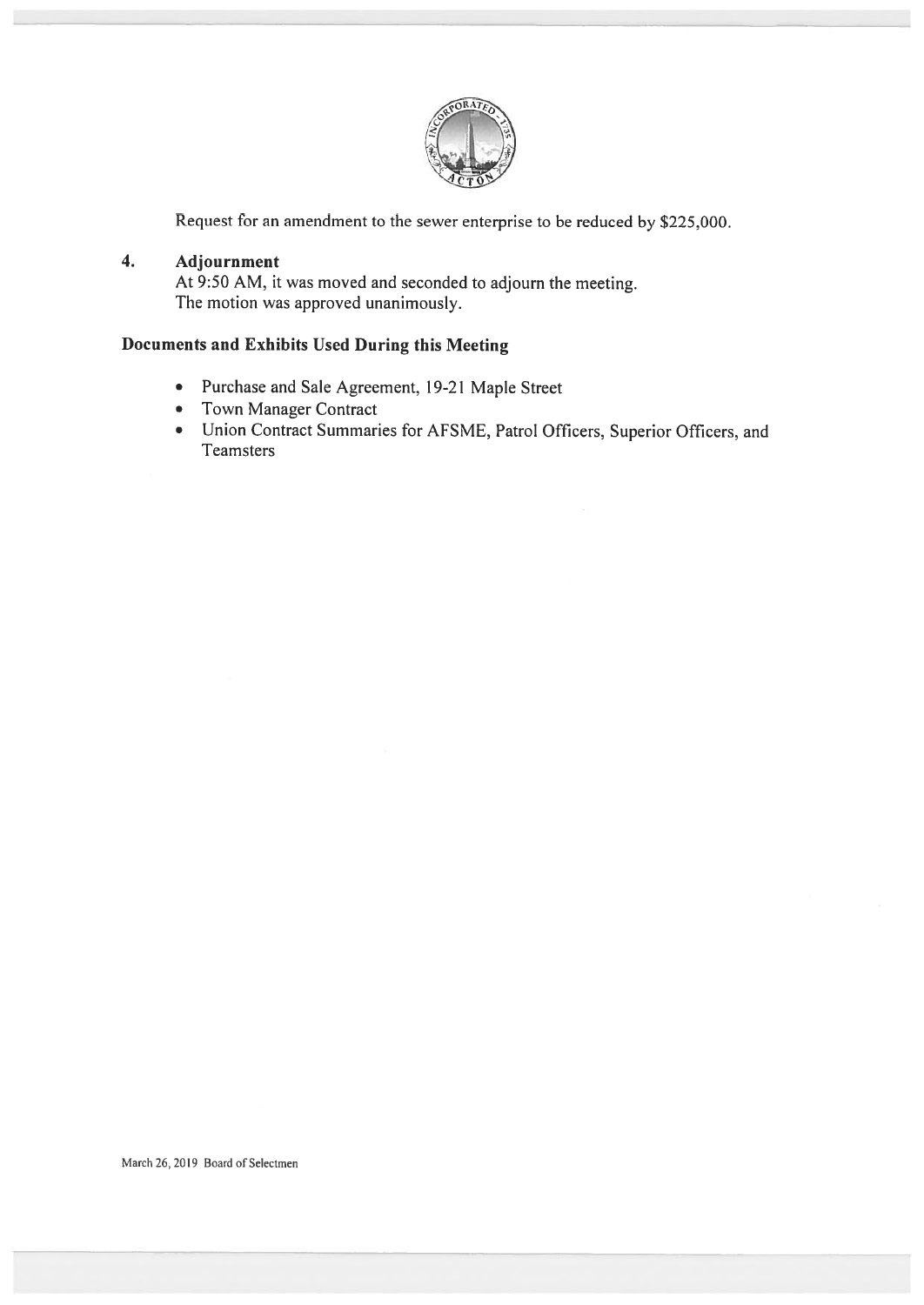Request for an amendment to the sewer enterprise to be reduced by $225,000.

## 4. Adjournment

At 9:50 AM, it was moved and seconded to adjourn the meeting.
The motion was approved unanimously.

### Documents and Exhibits Used During this Meeting

- Purchase and Sale Agreement, 19-21 Maple Street
- Town Manager Contract
- Union Contract Summaries for AFSME, Patrol Officers, Superior Officers, and Teamsters